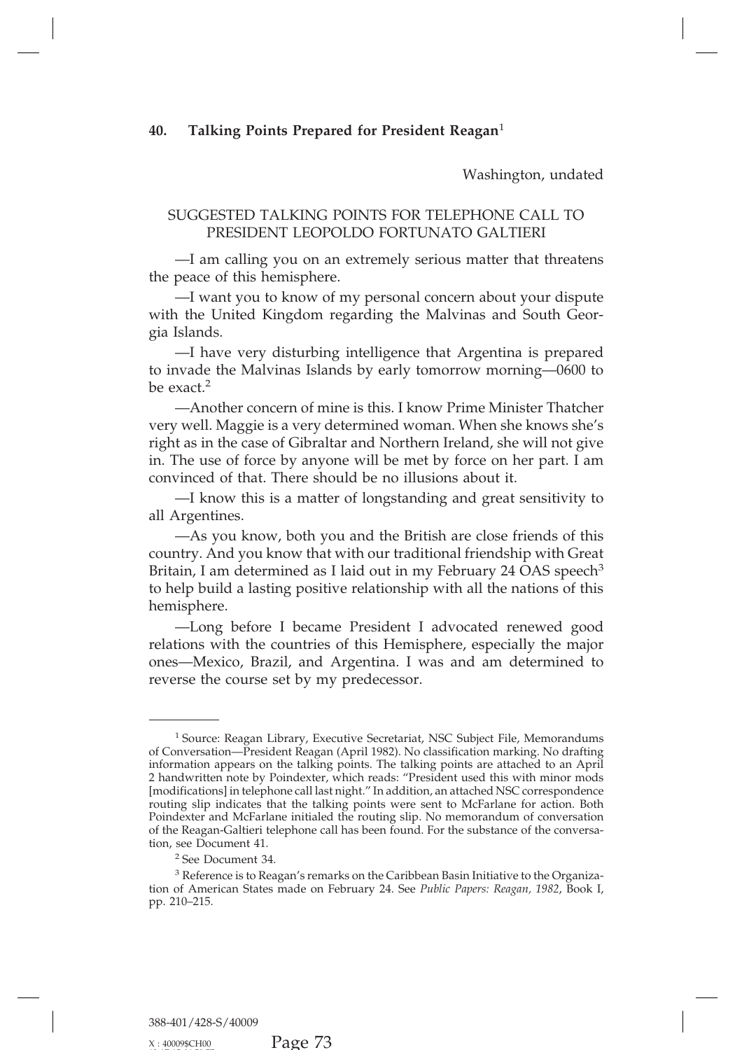## 40. Talking Points Prepared for President Reagan[1]

Washington, undated

SUGGESTED TALKING POINTS FOR TELEPHONE CALL TO PRESIDENT LEOPOLDO FORTUNATO GALTIERI

—I am calling you on an extremely serious matter that threatens the peace of this hemisphere.

—I want you to know of my personal concern about your dispute with the United Kingdom regarding the Malvinas and South Georgia Islands.

—I have very disturbing intelligence that Argentina is prepared to invade the Malvinas Islands by early tomorrow morning—0600 to be exact.[2]

—Another concern of mine is this. I know Prime Minister Thatcher very well. Maggie is a very determined woman. When she knows she's right as in the case of Gibraltar and Northern Ireland, she will not give in. The use of force by anyone will be met by force on her part. I am convinced of that. There should be no illusions about it.

—I know this is a matter of longstanding and great sensitivity to all Argentines.

—As you know, both you and the British are close friends of this country. And you know that with our traditional friendship with Great Britain, I am determined as I laid out in my February 24 OAS speech[3] to help build a lasting positive relationship with all the nations of this hemisphere.

—Long before I became President I advocated renewed good relations with the countries of this Hemisphere, especially the major ones—Mexico, Brazil, and Argentina. I was and am determined to reverse the course set by my predecessor.

---

[1] Source: Reagan Library, Executive Secretariat, NSC Subject File, Memorandums of Conversation—President Reagan (April 1982). No classification marking. No drafting information appears on the talking points. The talking points are attached to an April 2 handwritten note by Poindexter, which reads: "President used this with minor mods [modifications] in telephone call last night." In addition, an attached NSC correspondence routing slip indicates that the talking points were sent to McFarlane for action. Both Poindexter and McFarlane initialed the routing slip. No memorandum of conversation of the Reagan-Galtieri telephone call has been found. For the substance of the conversation, see Document 41.

[2] See Document 34.

[3] Reference is to Reagan's remarks on the Caribbean Basin Initiative to the Organization of American States made on February 24. See *Public Papers: Reagan, 1982*, Book I, pp. 210–215.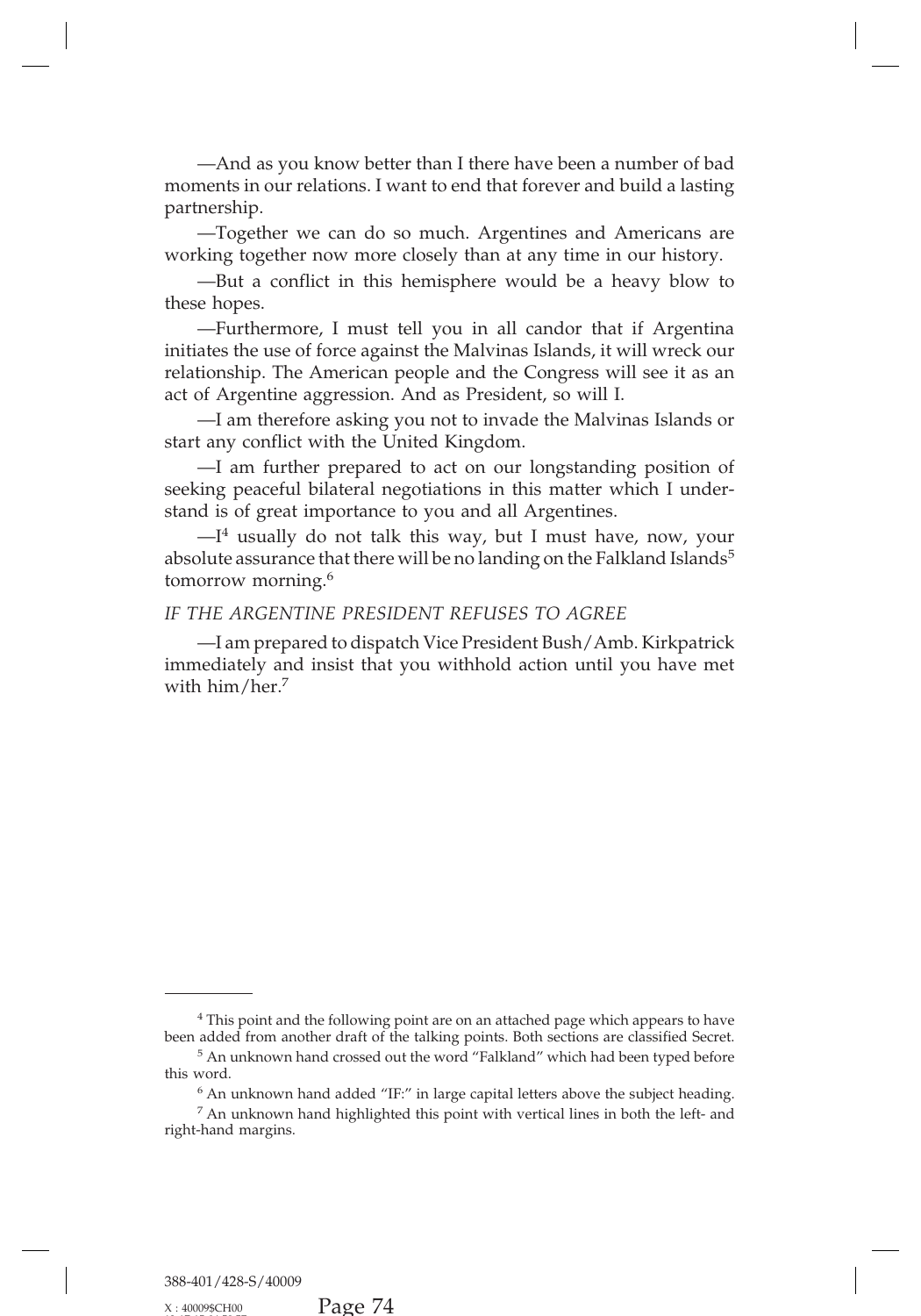—And as you know better than I there have been a number of bad moments in our relations. I want to end that forever and build a lasting partnership.

—Together we can do so much. Argentines and Americans are working together now more closely than at any time in our history.

—But a conflict in this hemisphere would be a heavy blow to these hopes.

—Furthermore, I must tell you in all candor that if Argentina initiates the use of force against the Malvinas Islands, it will wreck our relationship. The American people and the Congress will see it as an act of Argentine aggression. And as President, so will I.

—I am therefore asking you not to invade the Malvinas Islands or start any conflict with the United Kingdom.

—I am further prepared to act on our longstanding position of seeking peaceful bilateral negotiations in this matter which I understand is of great importance to you and all Argentines.

—I[4] usually do not talk this way, but I must have, now, your absolute assurance that there will be no landing on the Falkland Islands[5] tomorrow morning.[6]

*IF THE ARGENTINE PRESIDENT REFUSES TO AGREE*

—I am prepared to dispatch Vice President Bush/Amb. Kirkpatrick immediately and insist that you withhold action until you have met with him/her.[7]

---

[4] This point and the following point are on an attached page which appears to have been added from another draft of the talking points. Both sections are classified Secret.

[5] An unknown hand crossed out the word "Falkland" which had been typed before this word.

[6] An unknown hand added "IF:" in large capital letters above the subject heading.

[7] An unknown hand highlighted this point with vertical lines in both the left- and right-hand margins.